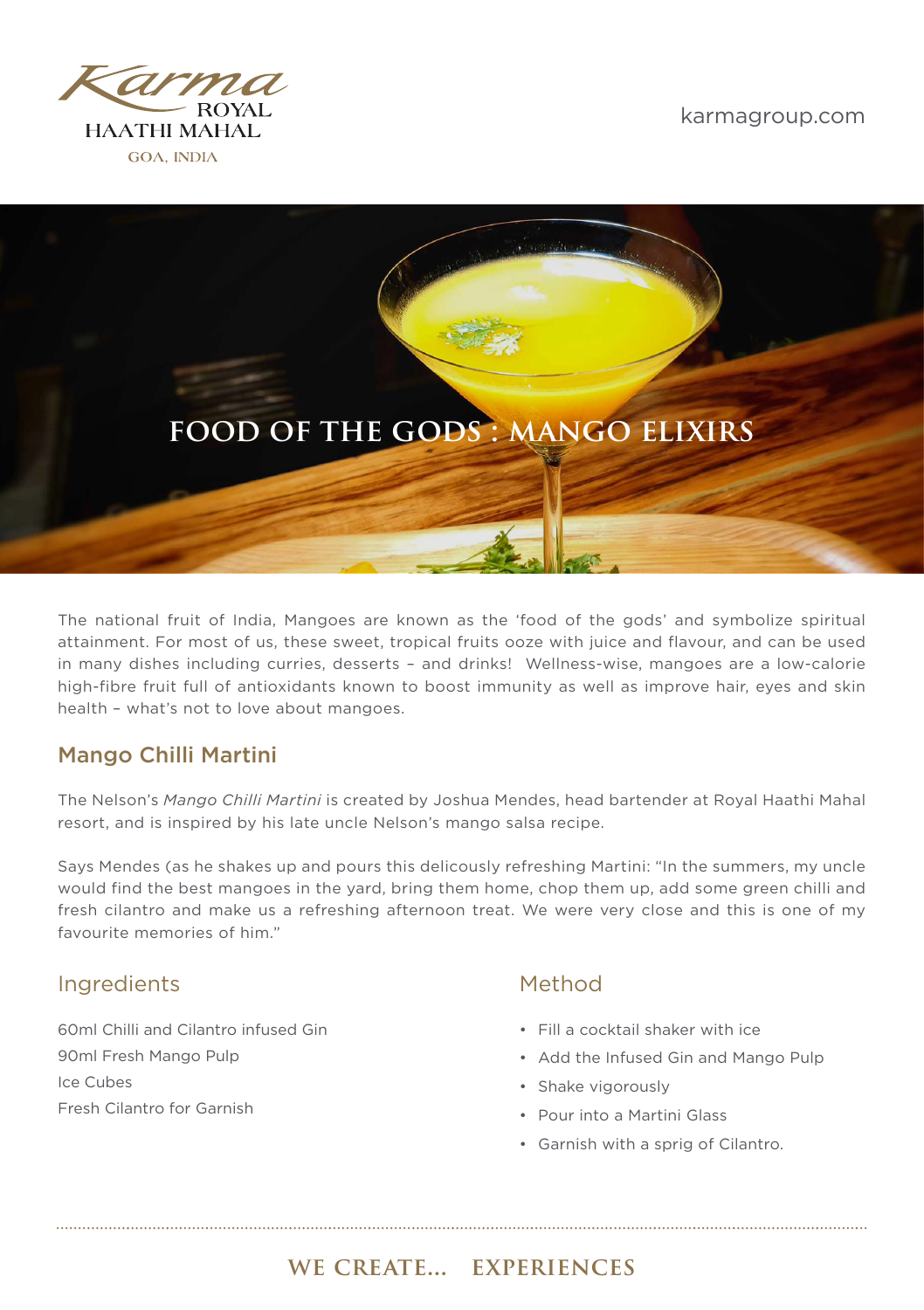Karma ROYAL HAATHI MAHAL GOA, INDIA

karmagroup.com

# FOOD OF THE GODS : MANGO ELIXIRS

The national fruit of India, Mangoes are known as the 'food of the gods' and symbolize spiritual attainment. For most of us, these sweet, tropical fruits ooze with juice and flavour, and can be used in many dishes including curries, desserts – and drinks! Wellness-wise, mangoes are a low-calorie high-fibre fruit full of antioxidants known to boost immunity as well as improve hair, eyes and skin health – what's not to love about mangoes.

## Mango Chilli Martini

The Nelson's *Mango Chilli Martini* is created by Joshua Mendes, head bartender at Royal Haathi Mahal resort, and is inspired by his late uncle Nelson's mango salsa recipe.

Says Mendes (as he shakes up and pours this delicously refreshing Martini: "In the summers, my uncle would find the best mangoes in the yard, bring them home, chop them up, add some green chilli and fresh cilantro and make us a refreshing afternoon treat. We were very close and this is one of my favourite memories of him."

### Ingredients

60ml Chilli and Cilantro infused Gin
90ml Fresh Mango Pulp
Ice Cubes
Fresh Cilantro for Garnish

### Method

- Fill a cocktail shaker with ice
- Add the Infused Gin and Mango Pulp
- Shake vigorously
- Pour into a Martini Glass
- Garnish with a sprig of Cilantro.

WE CREATE... EXPERIENCES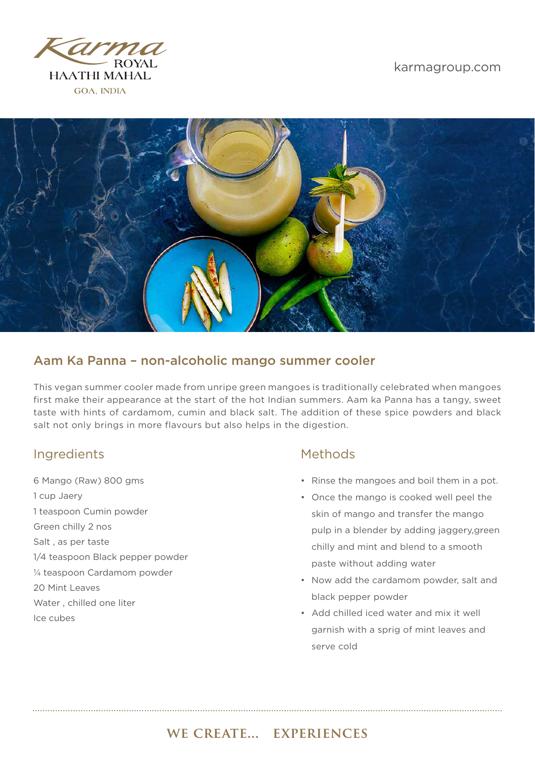Karma ROYAL HAATHI MAHAL GOA, INDIA

karmagroup.com

## Aam Ka Panna – non-alcoholic mango summer cooler

This vegan summer cooler made from unripe green mangoes is traditionally celebrated when mangoes first make their appearance at the start of the hot Indian summers. Aam ka Panna has a tangy, sweet taste with hints of cardamom, cumin and black salt. The addition of these spice powders and black salt not only brings in more flavours but also helps in the digestion.

### Ingredients

6 Mango (Raw) 800 gms
1 cup Jaery
1 teaspoon Cumin powder
Green chilly 2 nos
Salt , as per taste
1/4 teaspoon Black pepper powder
¼ teaspoon Cardamom powder
20 Mint Leaves
Water , chilled one liter
Ice cubes

### Methods

- Rinse the mangoes and boil them in a pot.
- Once the mango is cooked well peel the skin of mango and transfer the mango pulp in a blender by adding jaggery,green chilly and mint and blend to a smooth paste without adding water
- Now add the cardamom powder, salt and black pepper powder
- Add chilled iced water and mix it well garnish with a sprig of mint leaves and serve cold

WE CREATE... EXPERIENCES